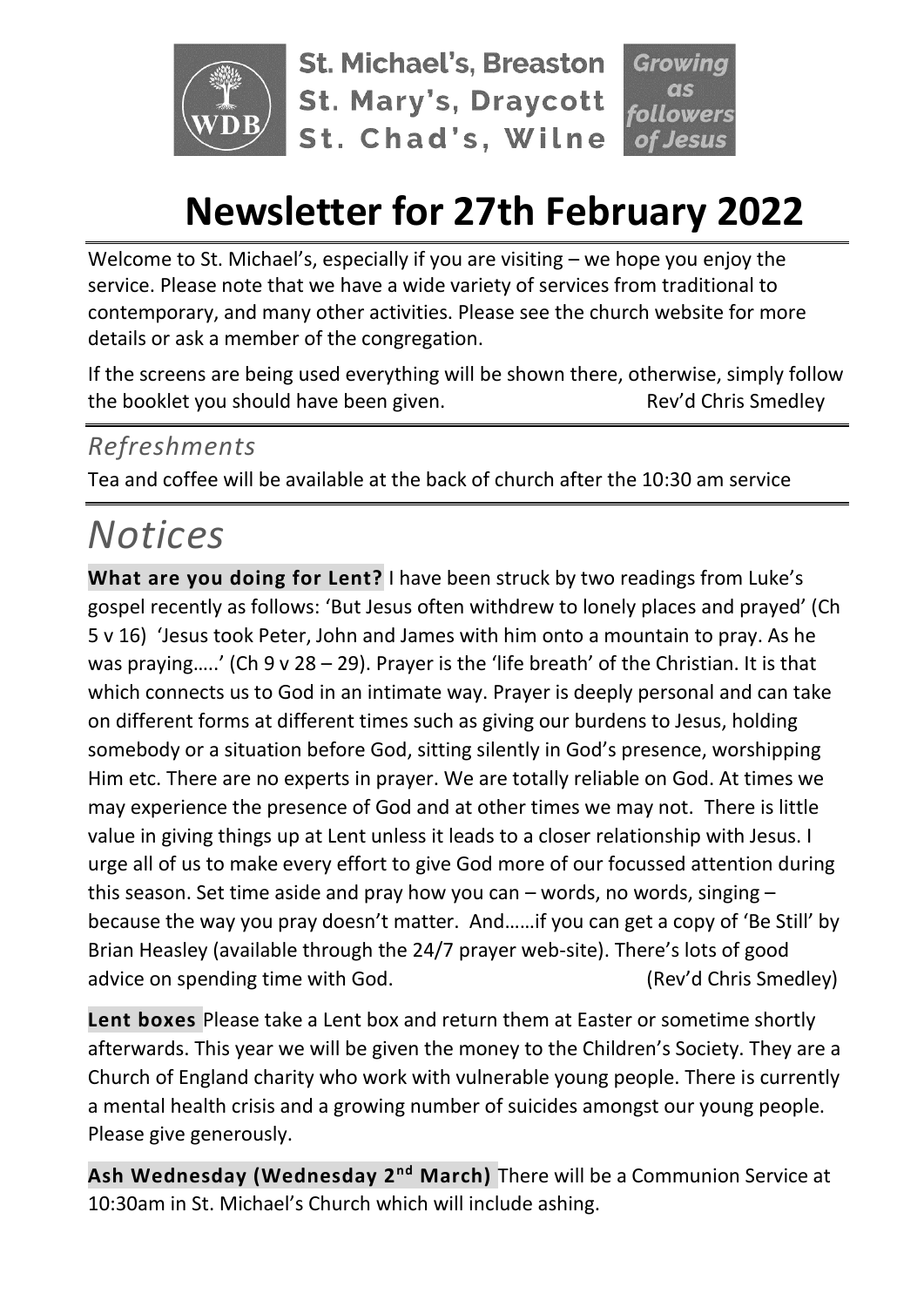St. Michael's, Breaston
St. Mary's, Draycott
St. Chad's, Wilne

Growing as followers of Jesus

# Newsletter for 27th February 2022

Welcome to St. Michael's, especially if you are visiting – we hope you enjoy the service. Please note that we have a wide variety of services from traditional to contemporary, and many other activities. Please see the church website for more details or ask a member of the congregation.

If the screens are being used everything will be shown there, otherwise, simply follow the booklet you should have been given. Rev'd Chris Smedley

### *Refreshments*

Tea and coffee will be available at the back of church after the 10:30 am service

# *Notices*

**What are you doing for Lent?** I have been struck by two readings from Luke's gospel recently as follows: 'But Jesus often withdrew to lonely places and prayed' (Ch 5 v 16) 'Jesus took Peter, John and James with him onto a mountain to pray. As he was praying…..' (Ch 9 v 28 – 29). Prayer is the 'life breath' of the Christian. It is that which connects us to God in an intimate way. Prayer is deeply personal and can take on different forms at different times such as giving our burdens to Jesus, holding somebody or a situation before God, sitting silently in God's presence, worshipping Him etc. There are no experts in prayer. We are totally reliable on God. At times we may experience the presence of God and at other times we may not. There is little value in giving things up at Lent unless it leads to a closer relationship with Jesus. I urge all of us to make every effort to give God more of our focussed attention during this season. Set time aside and pray how you can – words, no words, singing – because the way you pray doesn't matter. And……if you can get a copy of 'Be Still' by Brian Heasley (available through the 24/7 prayer web-site). There's lots of good advice on spending time with God. (Rev'd Chris Smedley)

**Lent boxes** Please take a Lent box and return them at Easter or sometime shortly afterwards. This year we will be given the money to the Children's Society. They are a Church of England charity who work with vulnerable young people. There is currently a mental health crisis and a growing number of suicides amongst our young people. Please give generously.

**Ash Wednesday (Wednesday 2nd March)** There will be a Communion Service at 10:30am in St. Michael's Church which will include ashing.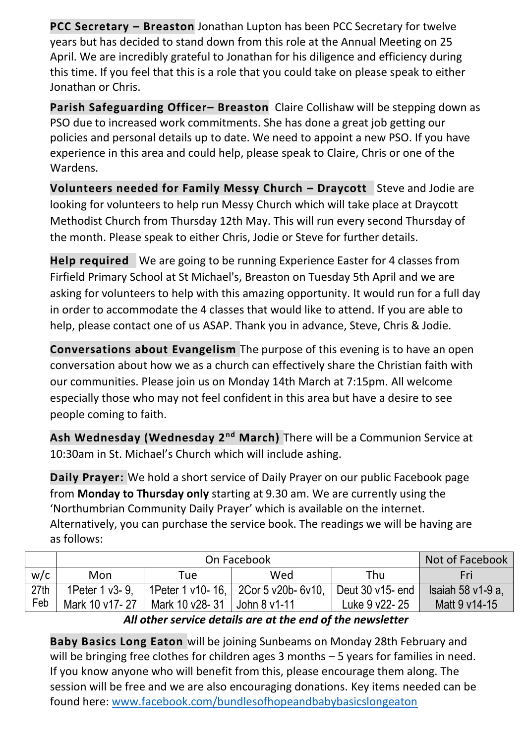**PCC Secretary – Breaston** Jonathan Lupton has been PCC Secretary for twelve years but has decided to stand down from this role at the Annual Meeting on 25 April. We are incredibly grateful to Jonathan for his diligence and efficiency during this time. If you feel that this is a role that you could take on please speak to either Jonathan or Chris.

**Parish Safeguarding Officer– Breaston** Claire Collishaw will be stepping down as PSO due to increased work commitments. She has done a great job getting our policies and personal details up to date. We need to appoint a new PSO. If you have experience in this area and could help, please speak to Claire, Chris or one of the Wardens.

**Volunteers needed for Family Messy Church – Draycott** Steve and Jodie are looking for volunteers to help run Messy Church which will take place at Draycott Methodist Church from Thursday 12th May. This will run every second Thursday of the month. Please speak to either Chris, Jodie or Steve for further details.

**Help required** We are going to be running Experience Easter for 4 classes from Firfield Primary School at St Michael's, Breaston on Tuesday 5th April and we are asking for volunteers to help with this amazing opportunity. It would run for a full day in order to accommodate the 4 classes that would like to attend. If you are able to help, please contact one of us ASAP. Thank you in advance, Steve, Chris & Jodie.

**Conversations about Evangelism** The purpose of this evening is to have an open conversation about how we as a church can effectively share the Christian faith with our communities. Please join us on Monday 14th March at 7:15pm. All welcome especially those who may not feel confident in this area but have a desire to see people coming to faith.

**Ash Wednesday (Wednesday 2nd March)** There will be a Communion Service at 10:30am in St. Michael's Church which will include ashing.

**Daily Prayer:** We hold a short service of Daily Prayer on our public Facebook page from **Monday to Thursday only** starting at 9.30 am. We are currently using the 'Northumbrian Community Daily Prayer' which is available on the internet. Alternatively, you can purchase the service book. The readings we will be having are as follows:

| | On Facebook | | | | Not of Facebook |
|---|---|---|---|---|---|
| w/c | Mon | Tue | Wed | Thu | Fri |
| 27th Feb | 1Peter 1 v3- 9, Mark 10 v17- 27 | 1Peter 1 v10- 16, Mark 10 v28- 31 | 2Cor 5 v20b- 6v10, John 8 v1-11 | Deut 30 v15- end Luke 9 v22- 25 | Isaiah 58 v1-9 a, Matt 9 v14-15 |

***All other service details are at the end of the newsletter***

**Baby Basics Long Eaton** will be joining Sunbeams on Monday 28th February and will be bringing free clothes for children ages 3 months – 5 years for families in need. If you know anyone who will benefit from this, please encourage them along. The session will be free and we are also encouraging donations. Key items needed can be found here: www.facebook.com/bundlesofhopeandbabybasicslongeaton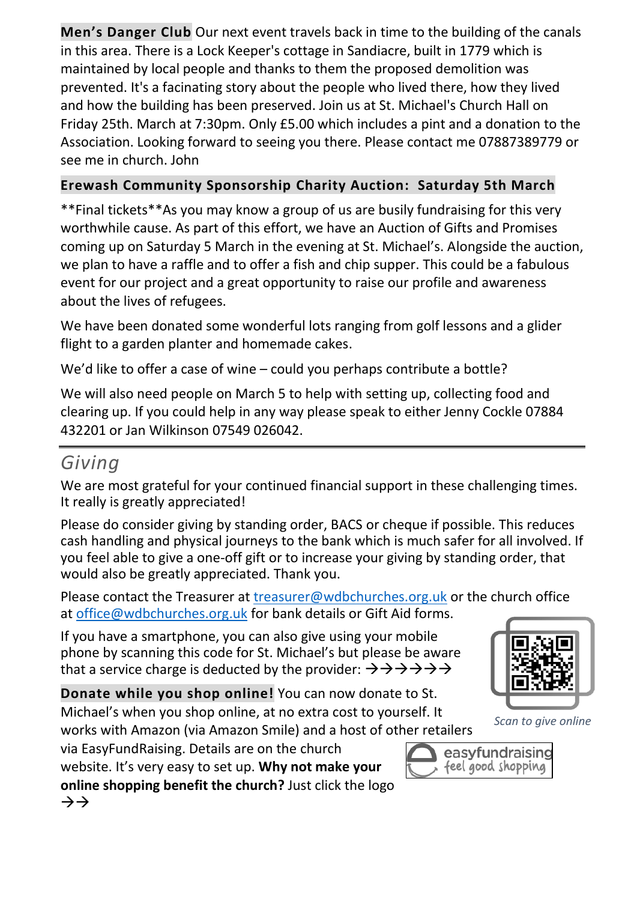**Men's Danger Club** Our next event travels back in time to the building of the canals in this area. There is a Lock Keeper's cottage in Sandiacre, built in 1779 which is maintained by local people and thanks to them the proposed demolition was prevented. It's a facinating story about the people who lived there, how they lived and how the building has been preserved. Join us at St. Michael's Church Hall on Friday 25th. March at 7:30pm. Only £5.00 which includes a pint and a donation to the Association. Looking forward to seeing you there. Please contact me 07887389779 or see me in church. John

**Erewash Community Sponsorship Charity Auction: Saturday 5th March**

**Final tickets**As you may know a group of us are busily fundraising for this very worthwhile cause. As part of this effort, we have an Auction of Gifts and Promises coming up on Saturday 5 March in the evening at St. Michael's. Alongside the auction, we plan to have a raffle and to offer a fish and chip supper. This could be a fabulous event for our project and a great opportunity to raise our profile and awareness about the lives of refugees.

We have been donated some wonderful lots ranging from golf lessons and a glider flight to a garden planter and homemade cakes.

We'd like to offer a case of wine – could you perhaps contribute a bottle?

We will also need people on March 5 to help with setting up, collecting food and clearing up. If you could help in any way please speak to either Jenny Cockle 07884 432201 or Jan Wilkinson 07549 026042.

---

## *Giving*

We are most grateful for your continued financial support in these challenging times. It really is greatly appreciated!

Please do consider giving by standing order, BACS or cheque if possible. This reduces cash handling and physical journeys to the bank which is much safer for all involved. If you feel able to give a one-off gift or to increase your giving by standing order, that would also be greatly appreciated. Thank you.

Please contact the Treasurer at treasurer@wdbchurches.org.uk or the church office at office@wdbchurches.org.uk for bank details or Gift Aid forms.

If you have a smartphone, you can also give using your mobile phone by scanning this code for St. Michael's but please be aware that a service charge is deducted by the provider: →→→→→→

*Scan to give online*

**Donate while you shop online!** You can now donate to St. Michael's when you shop online, at no extra cost to yourself. It works with Amazon (via Amazon Smile) and a host of other retailers via EasyFundRaising. Details are on the church website. It's very easy to set up. **Why not make your online shopping benefit the church?** Just click the logo →→

easyfundraising feel good shopping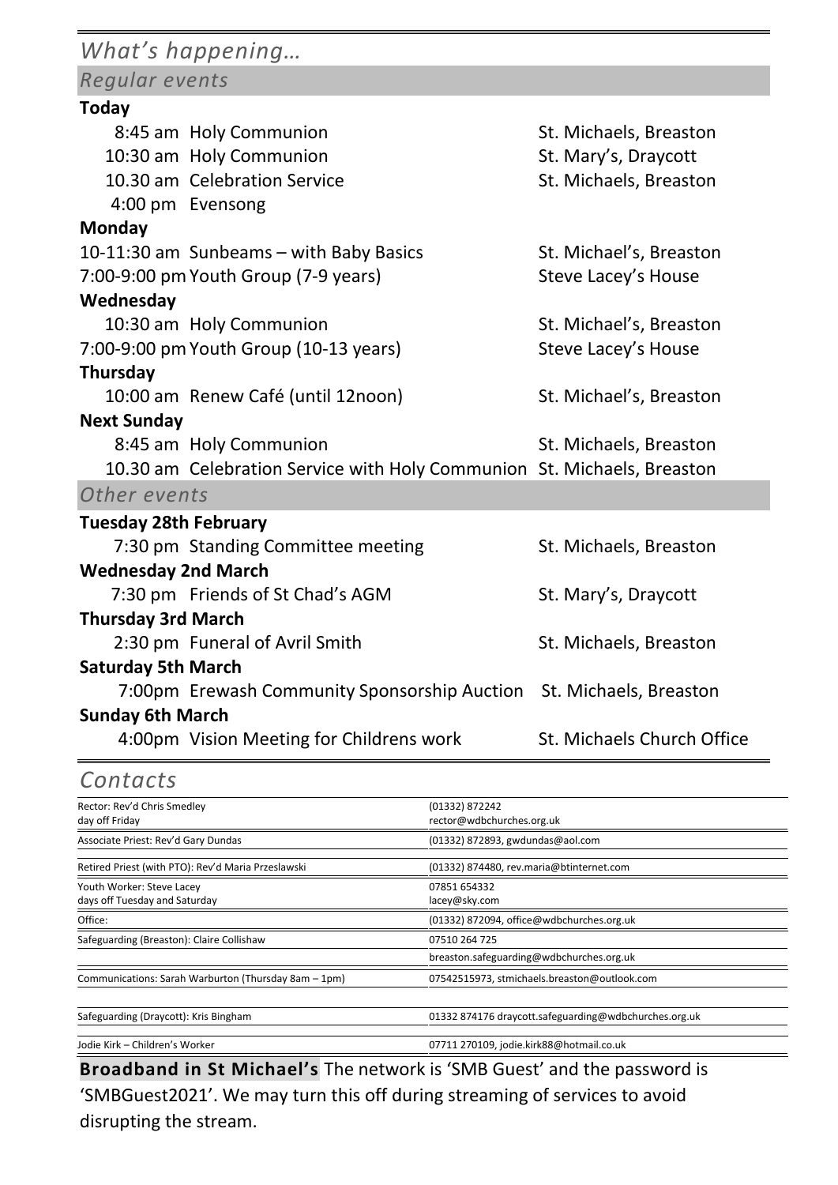## *What's happening…*

### *Regular events*

**Today**

8:45 am Holy Communion — St. Michaels, Breaston
10:30 am Holy Communion — St. Mary's, Draycott
10.30 am Celebration Service — St. Michaels, Breaston
4:00 pm Evensong

**Monday**

10-11:30 am Sunbeams – with Baby Basics — St. Michael's, Breaston
7:00-9:00 pm Youth Group (7-9 years) — Steve Lacey's House

**Wednesday**

10:30 am Holy Communion — St. Michael's, Breaston
7:00-9:00 pm Youth Group (10-13 years) — Steve Lacey's House

**Thursday**

10:00 am Renew Café (until 12noon) — St. Michael's, Breaston

**Next Sunday**

8:45 am Holy Communion — St. Michaels, Breaston
10.30 am Celebration Service with Holy Communion — St. Michaels, Breaston

### *Other events*

**Tuesday 28th February**

7:30 pm Standing Committee meeting — St. Michaels, Breaston

**Wednesday 2nd March**

7:30 pm Friends of St Chad's AGM — St. Mary's, Draycott

**Thursday 3rd March**

2:30 pm Funeral of Avril Smith — St. Michaels, Breaston

**Saturday 5th March**

7:00pm Erewash Community Sponsorship Auction — St. Michaels, Breaston

**Sunday 6th March**

4:00pm Vision Meeting for Childrens work — St. Michaels Church Office

## *Contacts*

| | |
|---|---|
| Rector: Rev'd Chris Smedley<br>day off Friday | (01332) 872242<br>rector@wdbchurches.org.uk |
| Associate Priest: Rev'd Gary Dundas | (01332) 872893, gwdundas@aol.com |
| Retired Priest (with PTO): Rev'd Maria Przeslawski | (01332) 874480, rev.maria@btinternet.com |
| Youth Worker: Steve Lacey<br>days off Tuesday and Saturday | 07851 654332<br>lacey@sky.com |
| Office: | (01332) 872094, office@wdbchurches.org.uk |
| Safeguarding (Breaston): Claire Collishaw | 07510 264 725 |
| | breaston.safeguarding@wdbchurches.org.uk |
| Communications: Sarah Warburton (Thursday 8am – 1pm) | 07542515973, stmichaels.breaston@outlook.com |
| Safeguarding (Draycott): Kris Bingham | 01332 874176 draycott.safeguarding@wdbchurches.org.uk |
| Jodie Kirk – Children's Worker | 07711 270109, jodie.kirk88@hotmail.co.uk |

**Broadband in St Michael's** The network is 'SMB Guest' and the password is 'SMBGuest2021'. We may turn this off during streaming of services to avoid disrupting the stream.